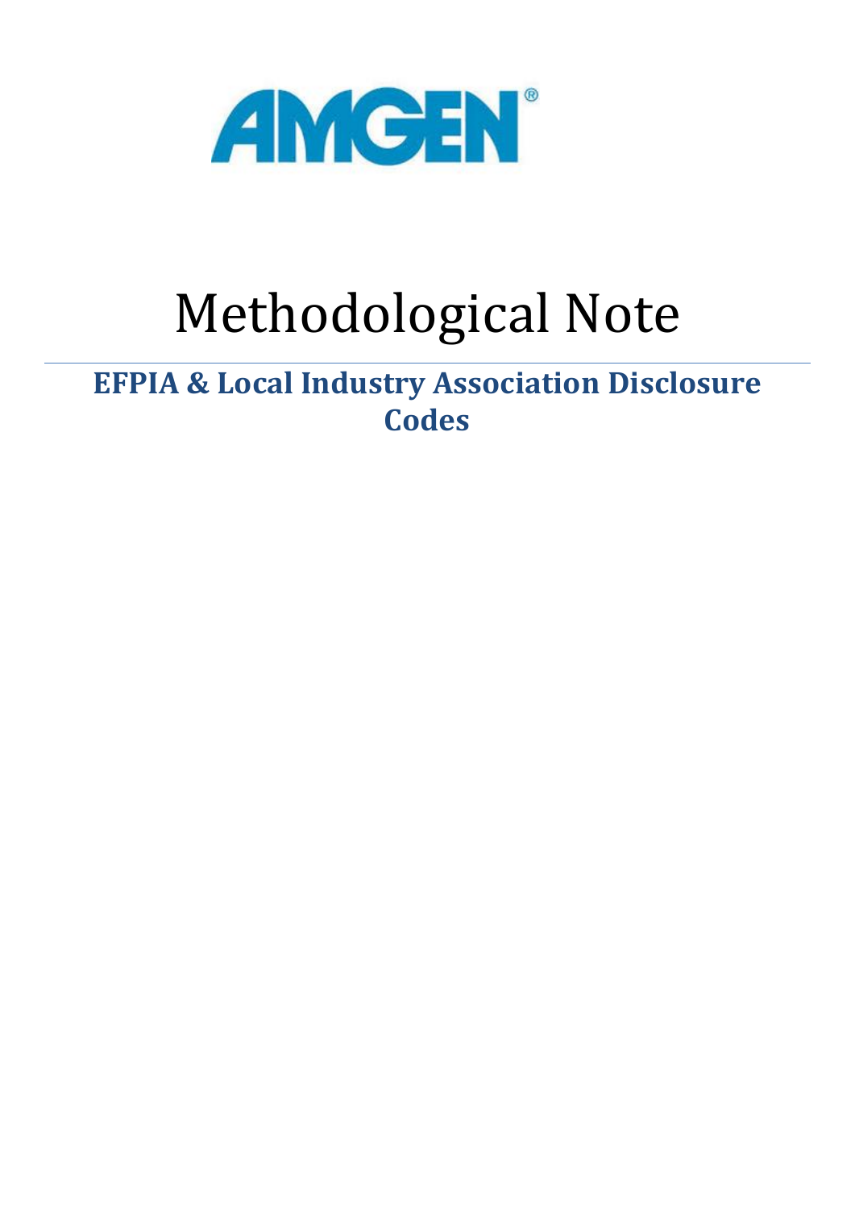AMGEN®

# Methodological Note

## EFPIA & Local Industry Association Disclosure Codes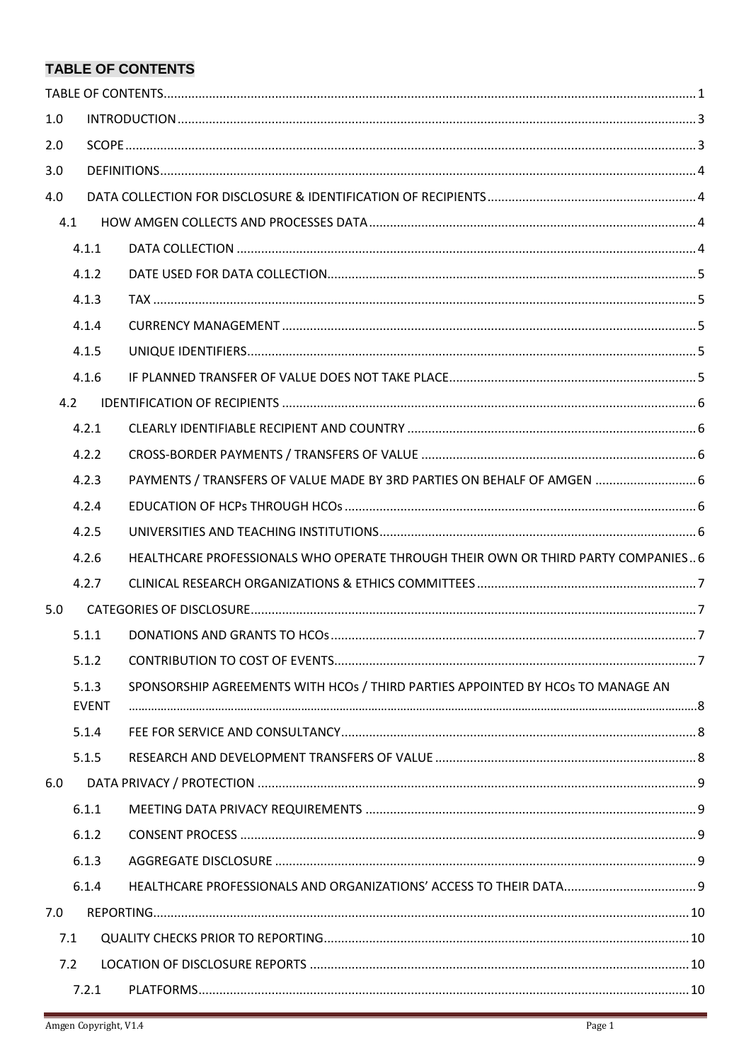## TABLE OF CONTENTS

- TABLE OF CONTENTS ........ 1
- 1.0 INTRODUCTION ........ 3
- 2.0 SCOPE ........ 3
- 3.0 DEFINITIONS ........ 4
- 4.0 DATA COLLECTION FOR DISCLOSURE & IDENTIFICATION OF RECIPIENTS ........ 4
  - 4.1 HOW AMGEN COLLECTS AND PROCESSES DATA ........ 4
    - 4.1.1 DATA COLLECTION ........ 4
    - 4.1.2 DATE USED FOR DATA COLLECTION ........ 5
    - 4.1.3 TAX ........ 5
    - 4.1.4 CURRENCY MANAGEMENT ........ 5
    - 4.1.5 UNIQUE IDENTIFIERS ........ 5
    - 4.1.6 IF PLANNED TRANSFER OF VALUE DOES NOT TAKE PLACE ........ 5
  - 4.2 IDENTIFICATION OF RECIPIENTS ........ 6
    - 4.2.1 CLEARLY IDENTIFIABLE RECIPIENT AND COUNTRY ........ 6
    - 4.2.2 CROSS-BORDER PAYMENTS / TRANSFERS OF VALUE ........ 6
    - 4.2.3 PAYMENTS / TRANSFERS OF VALUE MADE BY 3RD PARTIES ON BEHALF OF AMGEN ........ 6
    - 4.2.4 EDUCATION OF HCPs THROUGH HCOs ........ 6
    - 4.2.5 UNIVERSITIES AND TEACHING INSTITUTIONS ........ 6
    - 4.2.6 HEALTHCARE PROFESSIONALS WHO OPERATE THROUGH THEIR OWN OR THIRD PARTY COMPANIES ........ 6
    - 4.2.7 CLINICAL RESEARCH ORGANIZATIONS & ETHICS COMMITTEES ........ 7
- 5.0 CATEGORIES OF DISCLOSURE ........ 7
  - 5.1.1 DONATIONS AND GRANTS TO HCOs ........ 7
  - 5.1.2 CONTRIBUTION TO COST OF EVENTS ........ 7
  - 5.1.3 SPONSORSHIP AGREEMENTS WITH HCOs / THIRD PARTIES APPOINTED BY HCOs TO MANAGE AN EVENT ........ 8
  - 5.1.4 FEE FOR SERVICE AND CONSULTANCY ........ 8
  - 5.1.5 RESEARCH AND DEVELOPMENT TRANSFERS OF VALUE ........ 8
- 6.0 DATA PRIVACY / PROTECTION ........ 9
  - 6.1.1 MEETING DATA PRIVACY REQUIREMENTS ........ 9
  - 6.1.2 CONSENT PROCESS ........ 9
  - 6.1.3 AGGREGATE DISCLOSURE ........ 9
  - 6.1.4 HEALTHCARE PROFESSIONALS AND ORGANIZATIONS' ACCESS TO THEIR DATA ........ 9
- 7.0 REPORTING ........ 10
  - 7.1 QUALITY CHECKS PRIOR TO REPORTING ........ 10
  - 7.2 LOCATION OF DISCLOSURE REPORTS ........ 10
    - 7.2.1 PLATFORMS ........ 10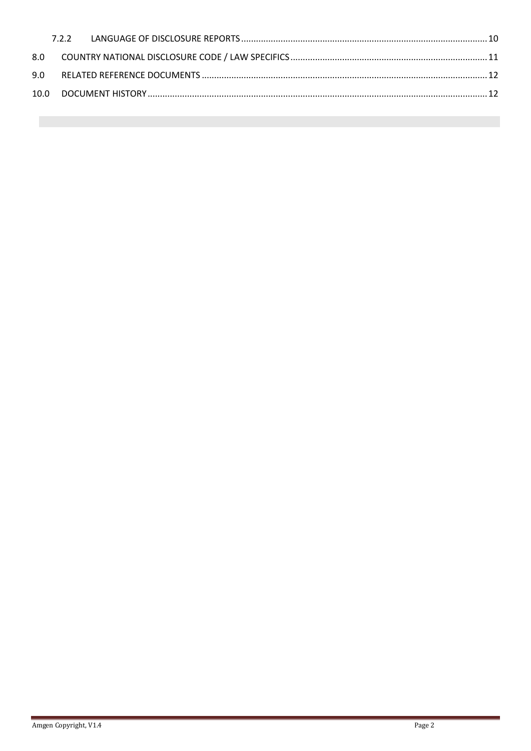7.2.2 LANGUAGE OF DISCLOSURE REPORTS ..... 10

8.0 COUNTRY NATIONAL DISCLOSURE CODE / LAW SPECIFICS ..... 11

9.0 RELATED REFERENCE DOCUMENTS ..... 12

10.0 DOCUMENT HISTORY ..... 12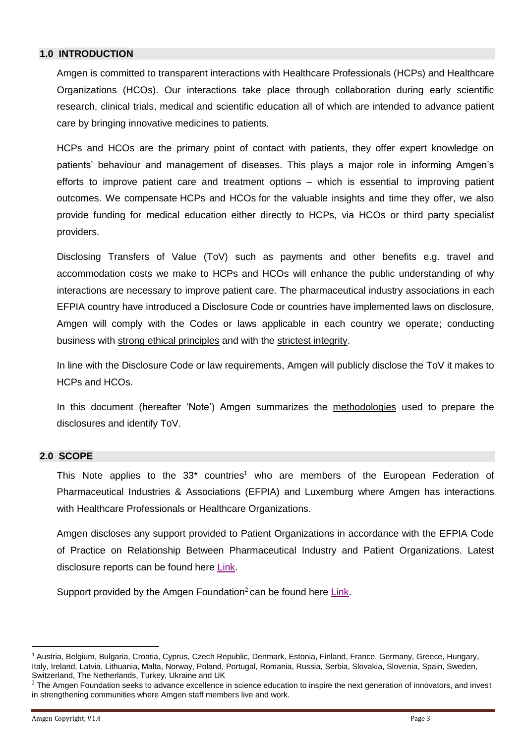## 1.0 INTRODUCTION

Amgen is committed to transparent interactions with Healthcare Professionals (HCPs) and Healthcare Organizations (HCOs). Our interactions take place through collaboration during early scientific research, clinical trials, medical and scientific education all of which are intended to advance patient care by bringing innovative medicines to patients.

HCPs and HCOs are the primary point of contact with patients, they offer expert knowledge on patients' behaviour and management of diseases. This plays a major role in informing Amgen's efforts to improve patient care and treatment options – which is essential to improving patient outcomes. We compensate HCPs and HCOs for the valuable insights and time they offer, we also provide funding for medical education either directly to HCPs, via HCOs or third party specialist providers.

Disclosing Transfers of Value (ToV) such as payments and other benefits e.g. travel and accommodation costs we make to HCPs and HCOs will enhance the public understanding of why interactions are necessary to improve patient care. The pharmaceutical industry associations in each EFPIA country have introduced a Disclosure Code or countries have implemented laws on disclosure, Amgen will comply with the Codes or laws applicable in each country we operate; conducting business with strong ethical principles and with the strictest integrity.

In line with the Disclosure Code or law requirements, Amgen will publicly disclose the ToV it makes to HCPs and HCOs.

In this document (hereafter 'Note') Amgen summarizes the methodologies used to prepare the disclosures and identify ToV.

## 2.0 SCOPE

This Note applies to the 33* countries[1] who are members of the European Federation of Pharmaceutical Industries & Associations (EFPIA) and Luxemburg where Amgen has interactions with Healthcare Professionals or Healthcare Organizations.

Amgen discloses any support provided to Patient Organizations in accordance with the EFPIA Code of Practice on Relationship Between Pharmaceutical Industry and Patient Organizations. Latest disclosure reports can be found here Link.

Support provided by the Amgen Foundation[2] can be found here Link.

---

[1] Austria, Belgium, Bulgaria, Croatia, Cyprus, Czech Republic, Denmark, Estonia, Finland, France, Germany, Greece, Hungary, Italy, Ireland, Latvia, Lithuania, Malta, Norway, Poland, Portugal, Romania, Russia, Serbia, Slovakia, Slovenia, Spain, Sweden, Switzerland, The Netherlands, Turkey, Ukraine and UK

[2] The Amgen Foundation seeks to advance excellence in science education to inspire the next generation of innovators, and invest in strengthening communities where Amgen staff members live and work.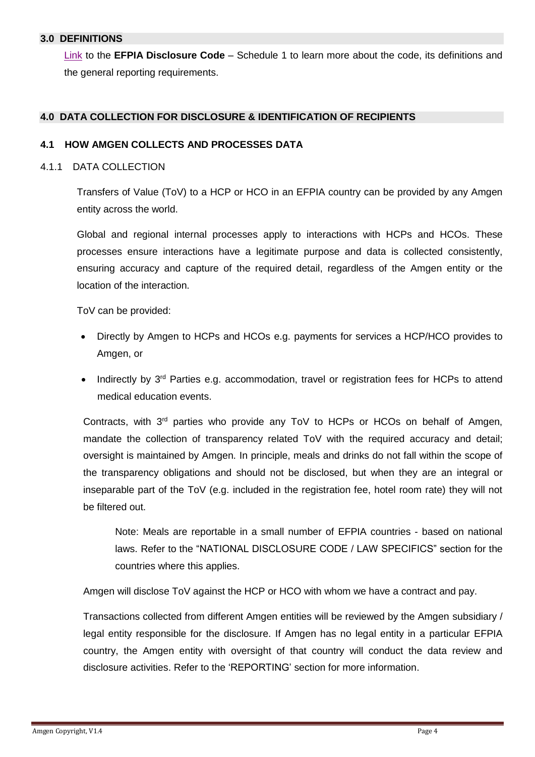## 3.0 DEFINITIONS

Link to the **EFPIA Disclosure Code** – Schedule 1 to learn more about the code, its definitions and the general reporting requirements.

## 4.0 DATA COLLECTION FOR DISCLOSURE & IDENTIFICATION OF RECIPIENTS

### 4.1 HOW AMGEN COLLECTS AND PROCESSES DATA

#### 4.1.1 DATA COLLECTION

Transfers of Value (ToV) to a HCP or HCO in an EFPIA country can be provided by any Amgen entity across the world.

Global and regional internal processes apply to interactions with HCPs and HCOs. These processes ensure interactions have a legitimate purpose and data is collected consistently, ensuring accuracy and capture of the required detail, regardless of the Amgen entity or the location of the interaction.

ToV can be provided:

- Directly by Amgen to HCPs and HCOs e.g. payments for services a HCP/HCO provides to Amgen, or
- Indirectly by 3rd Parties e.g. accommodation, travel or registration fees for HCPs to attend medical education events.

Contracts, with 3rd parties who provide any ToV to HCPs or HCOs on behalf of Amgen, mandate the collection of transparency related ToV with the required accuracy and detail; oversight is maintained by Amgen. In principle, meals and drinks do not fall within the scope of the transparency obligations and should not be disclosed, but when they are an integral or inseparable part of the ToV (e.g. included in the registration fee, hotel room rate) they will not be filtered out.

> Note: Meals are reportable in a small number of EFPIA countries - based on national laws. Refer to the "NATIONAL DISCLOSURE CODE / LAW SPECIFICS" section for the countries where this applies.

Amgen will disclose ToV against the HCP or HCO with whom we have a contract and pay.

Transactions collected from different Amgen entities will be reviewed by the Amgen subsidiary / legal entity responsible for the disclosure. If Amgen has no legal entity in a particular EFPIA country, the Amgen entity with oversight of that country will conduct the data review and disclosure activities. Refer to the 'REPORTING' section for more information.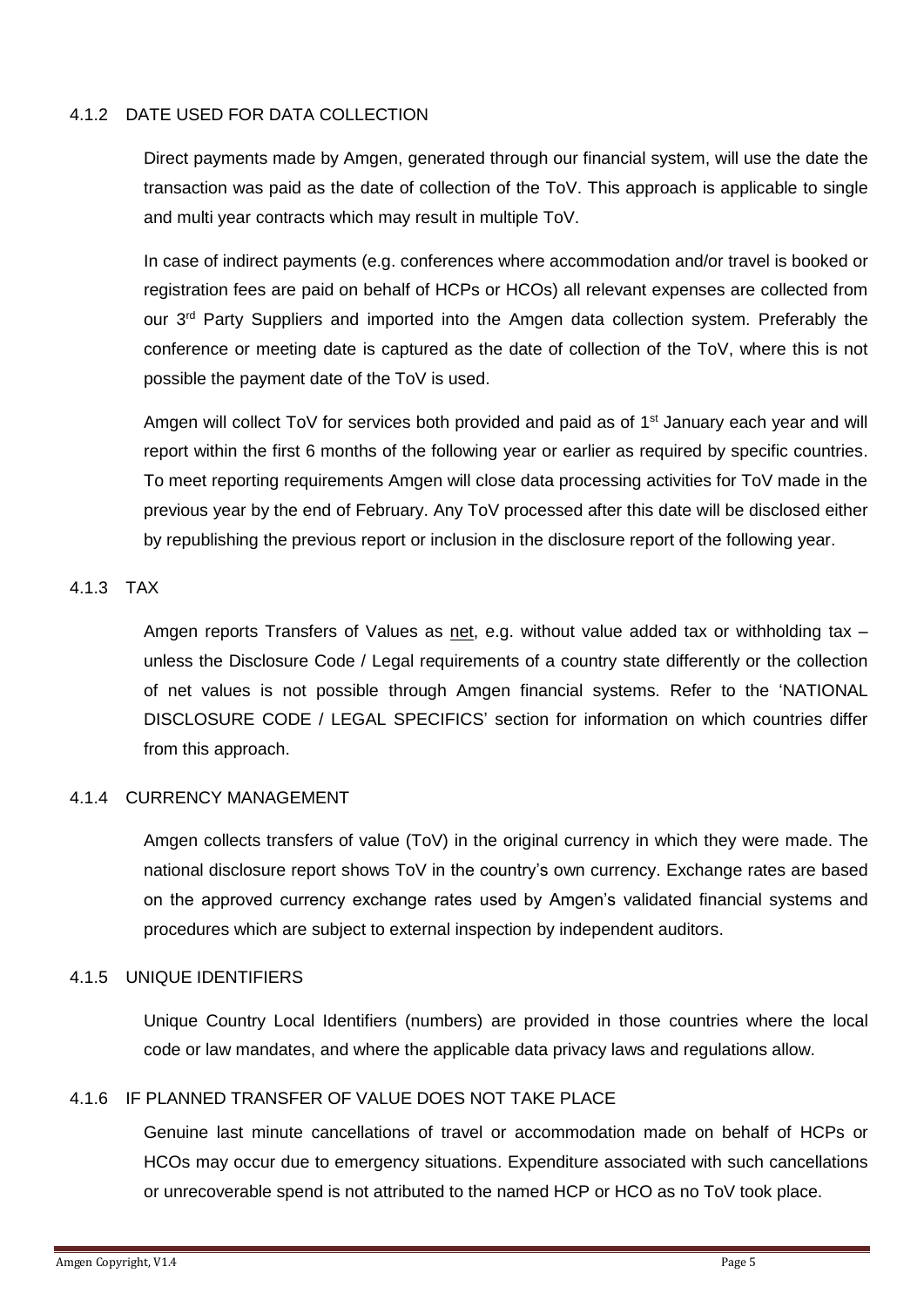#### 4.1.2 DATE USED FOR DATA COLLECTION

Direct payments made by Amgen, generated through our financial system, will use the date the transaction was paid as the date of collection of the ToV. This approach is applicable to single and multi year contracts which may result in multiple ToV.

In case of indirect payments (e.g. conferences where accommodation and/or travel is booked or registration fees are paid on behalf of HCPs or HCOs) all relevant expenses are collected from our 3rd Party Suppliers and imported into the Amgen data collection system. Preferably the conference or meeting date is captured as the date of collection of the ToV, where this is not possible the payment date of the ToV is used.

Amgen will collect ToV for services both provided and paid as of 1st January each year and will report within the first 6 months of the following year or earlier as required by specific countries. To meet reporting requirements Amgen will close data processing activities for ToV made in the previous year by the end of February. Any ToV processed after this date will be disclosed either by republishing the previous report or inclusion in the disclosure report of the following year.

#### 4.1.3 TAX

Amgen reports Transfers of Values as <u>net</u>, e.g. without value added tax or withholding tax – unless the Disclosure Code / Legal requirements of a country state differently or the collection of net values is not possible through Amgen financial systems. Refer to the 'NATIONAL DISCLOSURE CODE / LEGAL SPECIFICS' section for information on which countries differ from this approach.

#### 4.1.4 CURRENCY MANAGEMENT

Amgen collects transfers of value (ToV) in the original currency in which they were made. The national disclosure report shows ToV in the country's own currency. Exchange rates are based on the approved currency exchange rates used by Amgen's validated financial systems and procedures which are subject to external inspection by independent auditors.

#### 4.1.5 UNIQUE IDENTIFIERS

Unique Country Local Identifiers (numbers) are provided in those countries where the local code or law mandates, and where the applicable data privacy laws and regulations allow.

#### 4.1.6 IF PLANNED TRANSFER OF VALUE DOES NOT TAKE PLACE

Genuine last minute cancellations of travel or accommodation made on behalf of HCPs or HCOs may occur due to emergency situations. Expenditure associated with such cancellations or unrecoverable spend is not attributed to the named HCP or HCO as no ToV took place.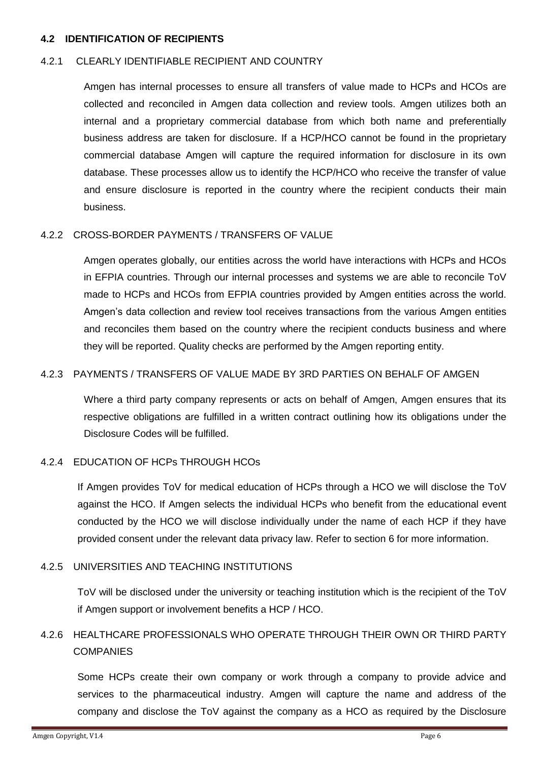### 4.2 IDENTIFICATION OF RECIPIENTS

#### 4.2.1 CLEARLY IDENTIFIABLE RECIPIENT AND COUNTRY

Amgen has internal processes to ensure all transfers of value made to HCPs and HCOs are collected and reconciled in Amgen data collection and review tools. Amgen utilizes both an internal and a proprietary commercial database from which both name and preferentially business address are taken for disclosure. If a HCP/HCO cannot be found in the proprietary commercial database Amgen will capture the required information for disclosure in its own database. These processes allow us to identify the HCP/HCO who receive the transfer of value and ensure disclosure is reported in the country where the recipient conducts their main business.

#### 4.2.2 CROSS-BORDER PAYMENTS / TRANSFERS OF VALUE

Amgen operates globally, our entities across the world have interactions with HCPs and HCOs in EFPIA countries. Through our internal processes and systems we are able to reconcile ToV made to HCPs and HCOs from EFPIA countries provided by Amgen entities across the world. Amgen's data collection and review tool receives transactions from the various Amgen entities and reconciles them based on the country where the recipient conducts business and where they will be reported. Quality checks are performed by the Amgen reporting entity.

#### 4.2.3 PAYMENTS / TRANSFERS OF VALUE MADE BY 3RD PARTIES ON BEHALF OF AMGEN

Where a third party company represents or acts on behalf of Amgen, Amgen ensures that its respective obligations are fulfilled in a written contract outlining how its obligations under the Disclosure Codes will be fulfilled.

#### 4.2.4 EDUCATION OF HCPs THROUGH HCOs

If Amgen provides ToV for medical education of HCPs through a HCO we will disclose the ToV against the HCO. If Amgen selects the individual HCPs who benefit from the educational event conducted by the HCO we will disclose individually under the name of each HCP if they have provided consent under the relevant data privacy law. Refer to section 6 for more information.

#### 4.2.5 UNIVERSITIES AND TEACHING INSTITUTIONS

ToV will be disclosed under the university or teaching institution which is the recipient of the ToV if Amgen support or involvement benefits a HCP / HCO.

#### 4.2.6 HEALTHCARE PROFESSIONALS WHO OPERATE THROUGH THEIR OWN OR THIRD PARTY COMPANIES

Some HCPs create their own company or work through a company to provide advice and services to the pharmaceutical industry. Amgen will capture the name and address of the company and disclose the ToV against the company as a HCO as required by the Disclosure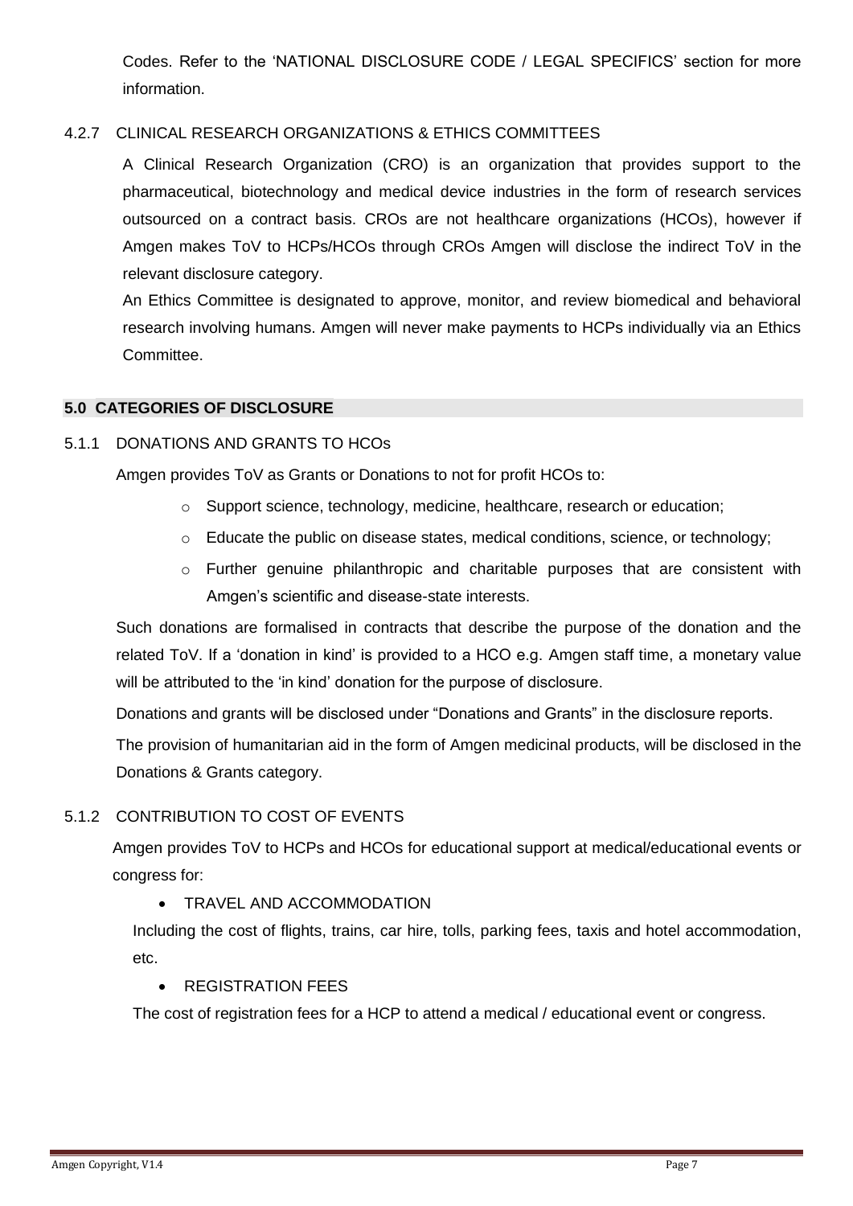Codes. Refer to the 'NATIONAL DISCLOSURE CODE / LEGAL SPECIFICS' section for more information.

### 4.2.7 CLINICAL RESEARCH ORGANIZATIONS & ETHICS COMMITTEES

A Clinical Research Organization (CRO) is an organization that provides support to the pharmaceutical, biotechnology and medical device industries in the form of research services outsourced on a contract basis. CROs are not healthcare organizations (HCOs), however if Amgen makes ToV to HCPs/HCOs through CROs Amgen will disclose the indirect ToV in the relevant disclosure category.

An Ethics Committee is designated to approve, monitor, and review biomedical and behavioral research involving humans. Amgen will never make payments to HCPs individually via an Ethics Committee.

## 5.0 CATEGORIES OF DISCLOSURE

### 5.1.1 DONATIONS AND GRANTS TO HCOs

Amgen provides ToV as Grants or Donations to not for profit HCOs to:

- Support science, technology, medicine, healthcare, research or education;
- Educate the public on disease states, medical conditions, science, or technology;
- Further genuine philanthropic and charitable purposes that are consistent with Amgen's scientific and disease-state interests.

Such donations are formalised in contracts that describe the purpose of the donation and the related ToV. If a 'donation in kind' is provided to a HCO e.g. Amgen staff time, a monetary value will be attributed to the 'in kind' donation for the purpose of disclosure.

Donations and grants will be disclosed under "Donations and Grants" in the disclosure reports.

The provision of humanitarian aid in the form of Amgen medicinal products, will be disclosed in the Donations & Grants category.

### 5.1.2 CONTRIBUTION TO COST OF EVENTS

Amgen provides ToV to HCPs and HCOs for educational support at medical/educational events or congress for:

- TRAVEL AND ACCOMMODATION

Including the cost of flights, trains, car hire, tolls, parking fees, taxis and hotel accommodation, etc.

- REGISTRATION FEES

The cost of registration fees for a HCP to attend a medical / educational event or congress.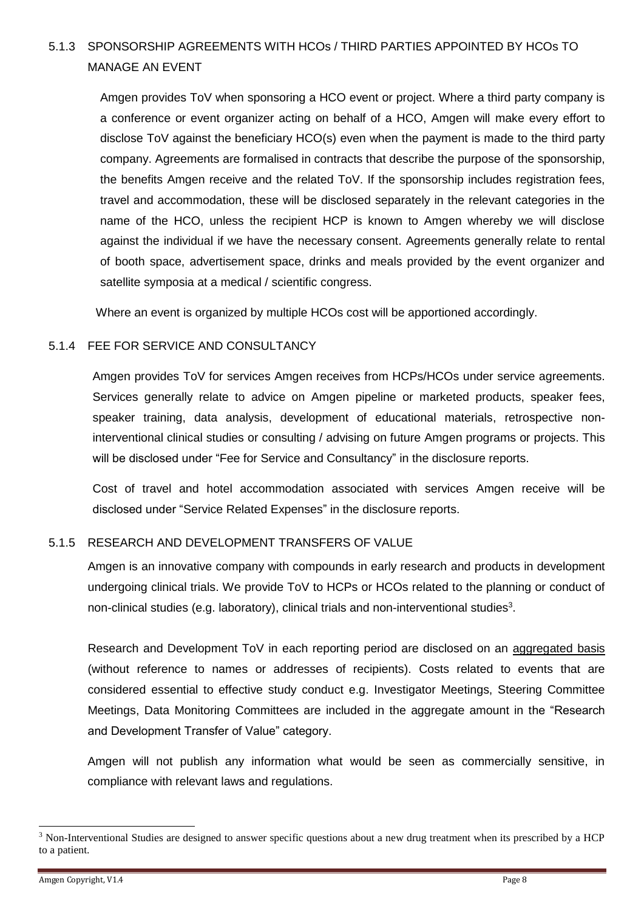### 5.1.3 SPONSORSHIP AGREEMENTS WITH HCOs / THIRD PARTIES APPOINTED BY HCOs TO MANAGE AN EVENT

Amgen provides ToV when sponsoring a HCO event or project. Where a third party company is a conference or event organizer acting on behalf of a HCO, Amgen will make every effort to disclose ToV against the beneficiary HCO(s) even when the payment is made to the third party company. Agreements are formalised in contracts that describe the purpose of the sponsorship, the benefits Amgen receive and the related ToV. If the sponsorship includes registration fees, travel and accommodation, these will be disclosed separately in the relevant categories in the name of the HCO, unless the recipient HCP is known to Amgen whereby we will disclose against the individual if we have the necessary consent. Agreements generally relate to rental of booth space, advertisement space, drinks and meals provided by the event organizer and satellite symposia at a medical / scientific congress.

Where an event is organized by multiple HCOs cost will be apportioned accordingly.

### 5.1.4 FEE FOR SERVICE AND CONSULTANCY

Amgen provides ToV for services Amgen receives from HCPs/HCOs under service agreements. Services generally relate to advice on Amgen pipeline or marketed products, speaker fees, speaker training, data analysis, development of educational materials, retrospective non-interventional clinical studies or consulting / advising on future Amgen programs or projects. This will be disclosed under "Fee for Service and Consultancy" in the disclosure reports.

Cost of travel and hotel accommodation associated with services Amgen receive will be disclosed under "Service Related Expenses" in the disclosure reports.

### 5.1.5 RESEARCH AND DEVELOPMENT TRANSFERS OF VALUE

Amgen is an innovative company with compounds in early research and products in development undergoing clinical trials. We provide ToV to HCPs or HCOs related to the planning or conduct of non-clinical studies (e.g. laboratory), clinical trials and non-interventional studies[3].

Research and Development ToV in each reporting period are disclosed on an aggregated basis (without reference to names or addresses of recipients). Costs related to events that are considered essential to effective study conduct e.g. Investigator Meetings, Steering Committee Meetings, Data Monitoring Committees are included in the aggregate amount in the "Research and Development Transfer of Value" category.

Amgen will not publish any information what would be seen as commercially sensitive, in compliance with relevant laws and regulations.

---

[3] Non-Interventional Studies are designed to answer specific questions about a new drug treatment when its prescribed by a HCP to a patient.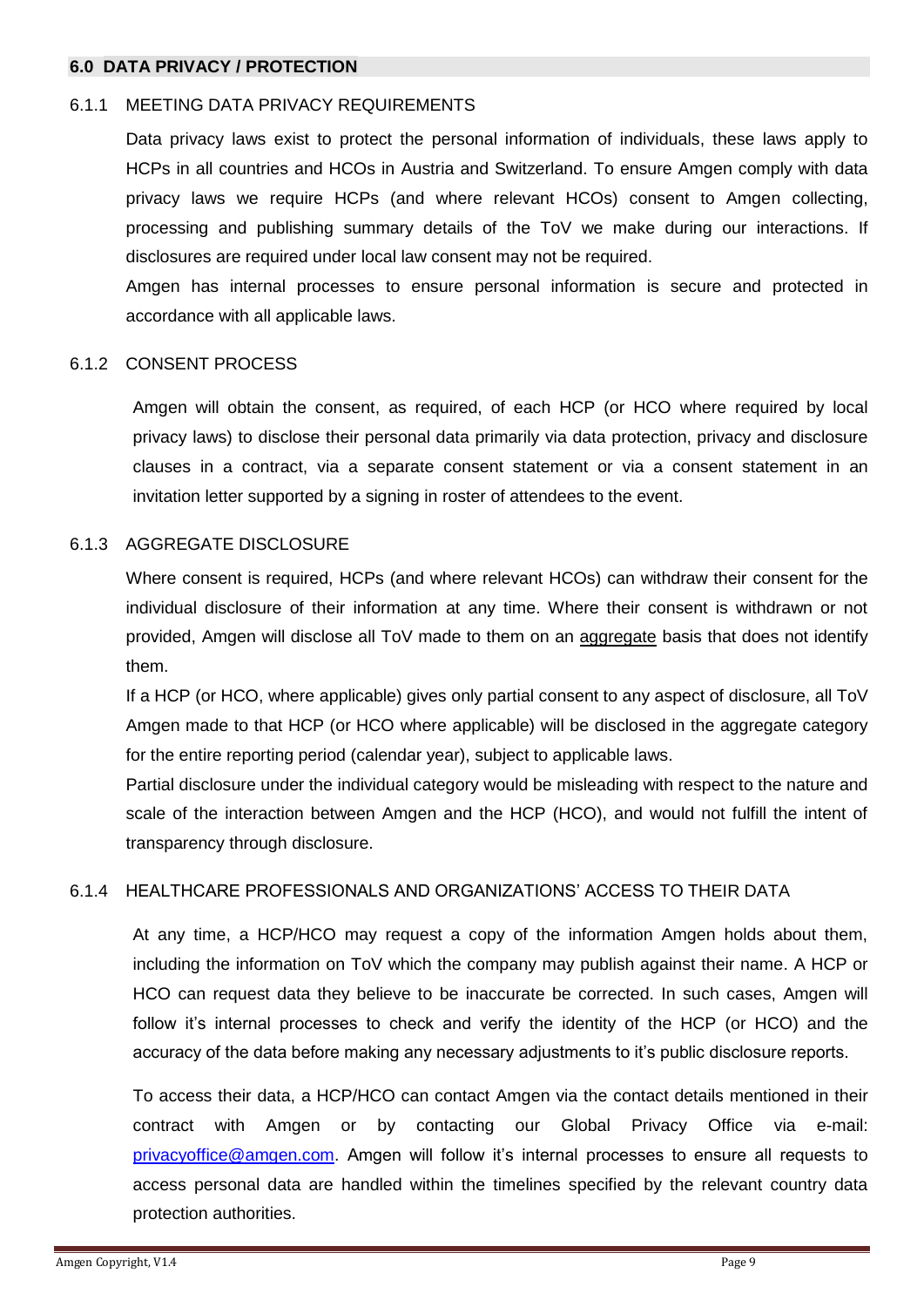## 6.0 DATA PRIVACY / PROTECTION

### 6.1.1 MEETING DATA PRIVACY REQUIREMENTS

Data privacy laws exist to protect the personal information of individuals, these laws apply to HCPs in all countries and HCOs in Austria and Switzerland. To ensure Amgen comply with data privacy laws we require HCPs (and where relevant HCOs) consent to Amgen collecting, processing and publishing summary details of the ToV we make during our interactions. If disclosures are required under local law consent may not be required.

Amgen has internal processes to ensure personal information is secure and protected in accordance with all applicable laws.

### 6.1.2 CONSENT PROCESS

Amgen will obtain the consent, as required, of each HCP (or HCO where required by local privacy laws) to disclose their personal data primarily via data protection, privacy and disclosure clauses in a contract, via a separate consent statement or via a consent statement in an invitation letter supported by a signing in roster of attendees to the event.

### 6.1.3 AGGREGATE DISCLOSURE

Where consent is required, HCPs (and where relevant HCOs) can withdraw their consent for the individual disclosure of their information at any time. Where their consent is withdrawn or not provided, Amgen will disclose all ToV made to them on an aggregate basis that does not identify them.

If a HCP (or HCO, where applicable) gives only partial consent to any aspect of disclosure, all ToV Amgen made to that HCP (or HCO where applicable) will be disclosed in the aggregate category for the entire reporting period (calendar year), subject to applicable laws.

Partial disclosure under the individual category would be misleading with respect to the nature and scale of the interaction between Amgen and the HCP (HCO), and would not fulfill the intent of transparency through disclosure.

### 6.1.4 HEALTHCARE PROFESSIONALS AND ORGANIZATIONS' ACCESS TO THEIR DATA

At any time, a HCP/HCO may request a copy of the information Amgen holds about them, including the information on ToV which the company may publish against their name. A HCP or HCO can request data they believe to be inaccurate be corrected. In such cases, Amgen will follow it's internal processes to check and verify the identity of the HCP (or HCO) and the accuracy of the data before making any necessary adjustments to it's public disclosure reports.

To access their data, a HCP/HCO can contact Amgen via the contact details mentioned in their contract with Amgen or by contacting our Global Privacy Office via e-mail: privacyoffice@amgen.com. Amgen will follow it's internal processes to ensure all requests to access personal data are handled within the timelines specified by the relevant country data protection authorities.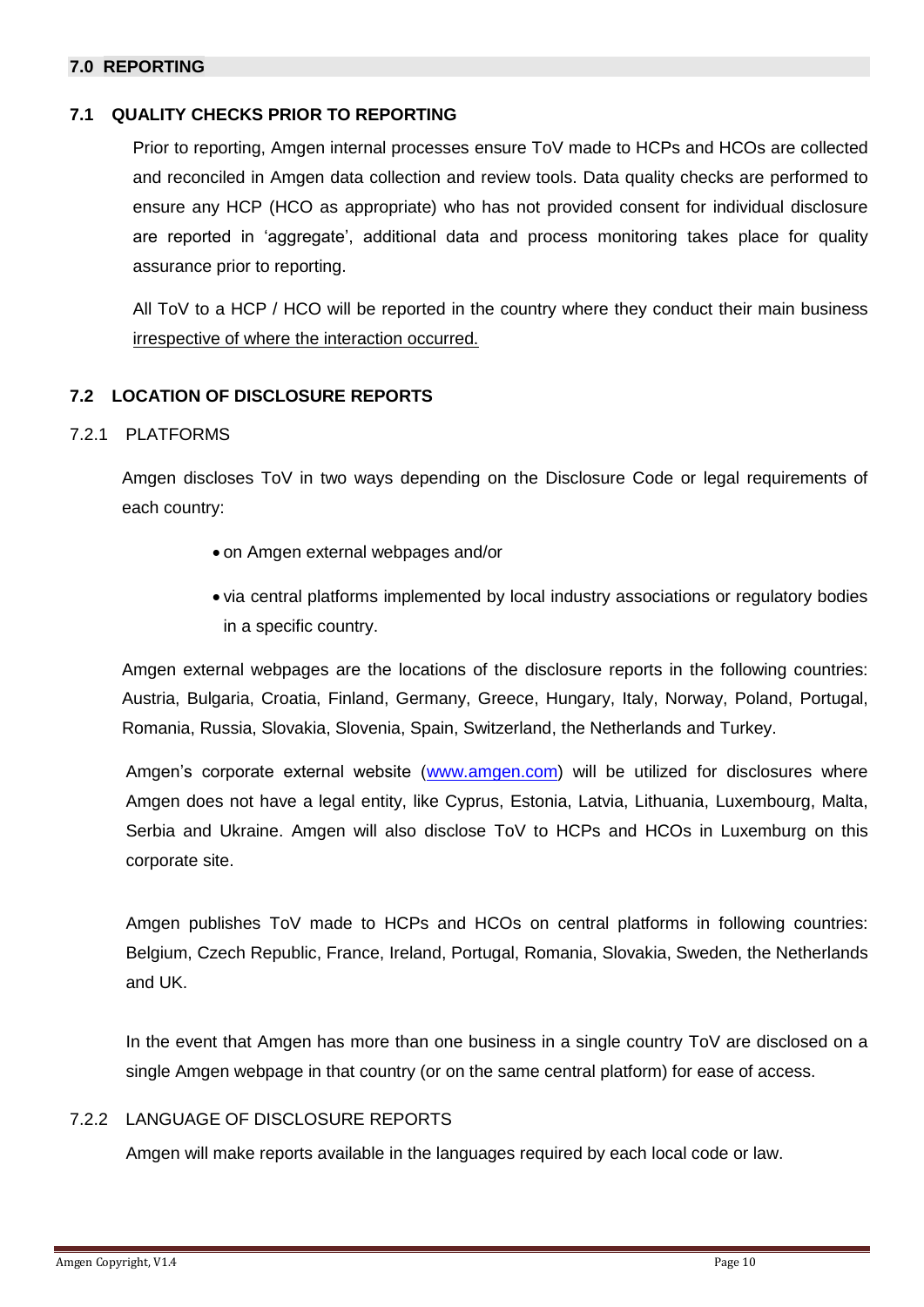## 7.0 REPORTING

### 7.1 QUALITY CHECKS PRIOR TO REPORTING

Prior to reporting, Amgen internal processes ensure ToV made to HCPs and HCOs are collected and reconciled in Amgen data collection and review tools. Data quality checks are performed to ensure any HCP (HCO as appropriate) who has not provided consent for individual disclosure are reported in 'aggregate', additional data and process monitoring takes place for quality assurance prior to reporting.

All ToV to a HCP / HCO will be reported in the country where they conduct their main business irrespective of where the interaction occurred.

### 7.2 LOCATION OF DISCLOSURE REPORTS

#### 7.2.1 PLATFORMS

Amgen discloses ToV in two ways depending on the Disclosure Code or legal requirements of each country:

- on Amgen external webpages and/or
- via central platforms implemented by local industry associations or regulatory bodies in a specific country.

Amgen external webpages are the locations of the disclosure reports in the following countries: Austria, Bulgaria, Croatia, Finland, Germany, Greece, Hungary, Italy, Norway, Poland, Portugal, Romania, Russia, Slovakia, Slovenia, Spain, Switzerland, the Netherlands and Turkey.

Amgen's corporate external website (www.amgen.com) will be utilized for disclosures where Amgen does not have a legal entity, like Cyprus, Estonia, Latvia, Lithuania, Luxembourg, Malta, Serbia and Ukraine. Amgen will also disclose ToV to HCPs and HCOs in Luxemburg on this corporate site.

Amgen publishes ToV made to HCPs and HCOs on central platforms in following countries: Belgium, Czech Republic, France, Ireland, Portugal, Romania, Slovakia, Sweden, the Netherlands and UK.

In the event that Amgen has more than one business in a single country ToV are disclosed on a single Amgen webpage in that country (or on the same central platform) for ease of access.

#### 7.2.2 LANGUAGE OF DISCLOSURE REPORTS

Amgen will make reports available in the languages required by each local code or law.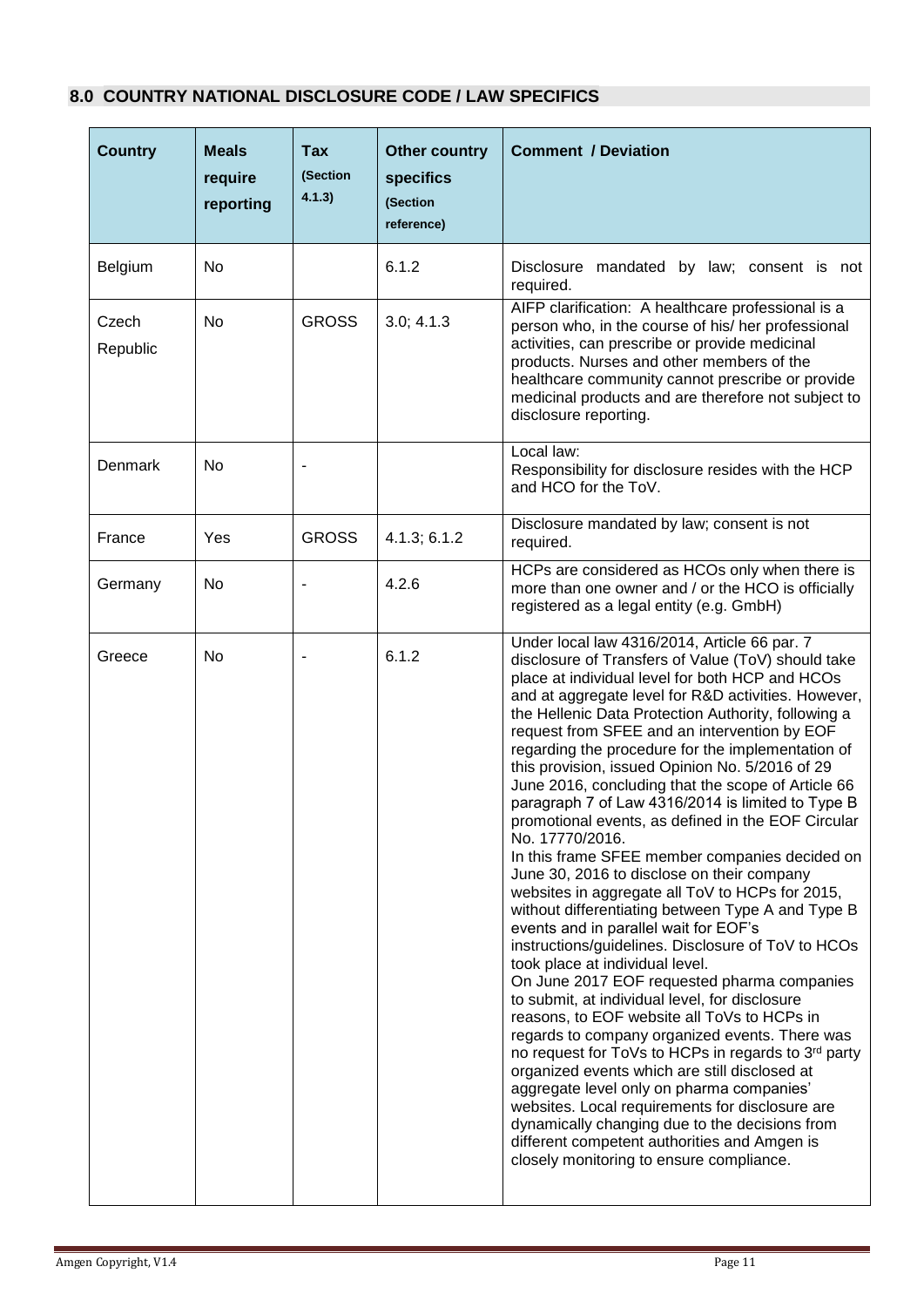## 8.0 COUNTRY NATIONAL DISCLOSURE CODE / LAW SPECIFICS

| Country | Meals require reporting | Tax (Section 4.1.3) | Other country specifics (Section reference) | Comment / Deviation |
|---|---|---|---|---|
| Belgium | No | | 6.1.2 | Disclosure mandated by law; consent is not required. |
| Czech Republic | No | GROSS | 3.0; 4.1.3 | AIFP clarification: A healthcare professional is a person who, in the course of his/ her professional activities, can prescribe or provide medicinal products. Nurses and other members of the healthcare community cannot prescribe or provide medicinal products and are therefore not subject to disclosure reporting. |
| Denmark | No | - | | Local law: Responsibility for disclosure resides with the HCP and HCO for the ToV. |
| France | Yes | GROSS | 4.1.3; 6.1.2 | Disclosure mandated by law; consent is not required. |
| Germany | No | - | 4.2.6 | HCPs are considered as HCOs only when there is more than one owner and / or the HCO is officially registered as a legal entity (e.g. GmbH) |
| Greece | No | - | 6.1.2 | Under local law 4316/2014, Article 66 par. 7 disclosure of Transfers of Value (ToV) should take place at individual level for both HCP and HCOs and at aggregate level for R&D activities. However, the Hellenic Data Protection Authority, following a request from SFEE and an intervention by EOF regarding the procedure for the implementation of this provision, issued Opinion No. 5/2016 of 29 June 2016, concluding that the scope of Article 66 paragraph 7 of Law 4316/2014 is limited to Type B promotional events, as defined in the EOF Circular No. 17770/2016.<br>In this frame SFEE member companies decided on June 30, 2016 to disclose on their company websites in aggregate all ToV to HCPs for 2015, without differentiating between Type A and Type B events and in parallel wait for EOF's instructions/guidelines. Disclosure of ToV to HCOs took place at individual level.<br>On June 2017 EOF requested pharma companies to submit, at individual level, for disclosure reasons, to EOF website all ToVs to HCPs in regards to company organized events. There was no request for ToVs to HCPs in regards to 3rd party organized events which are still disclosed at aggregate level only on pharma companies' websites. Local requirements for disclosure are dynamically changing due to the decisions from different competent authorities and Amgen is closely monitoring to ensure compliance. |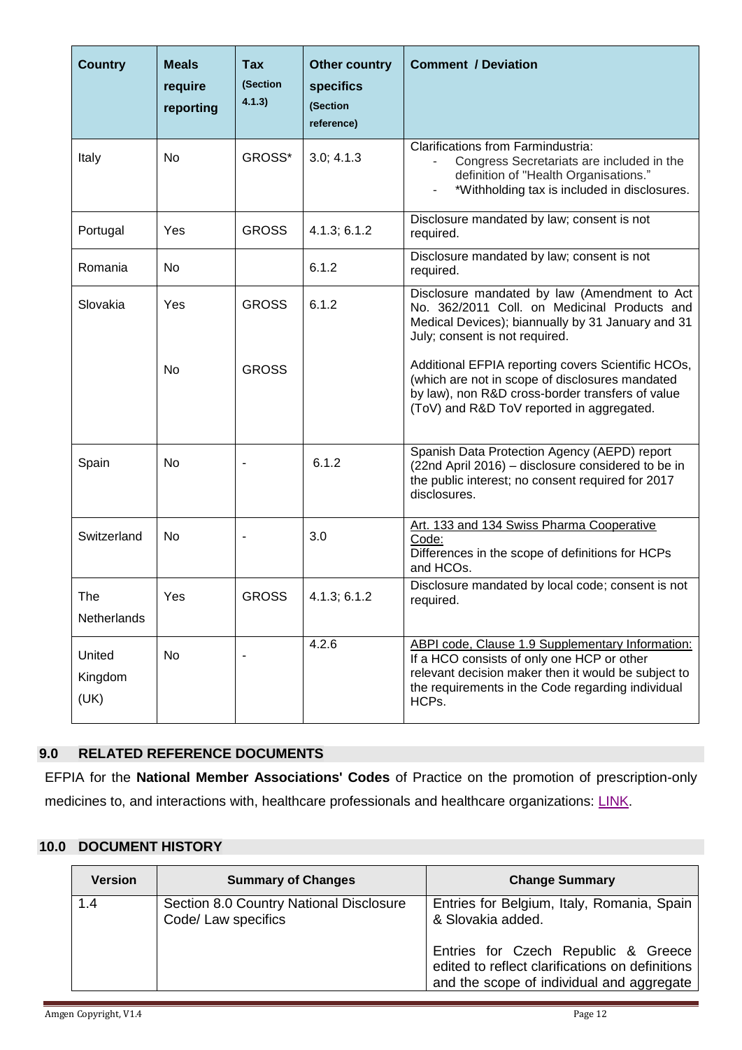| Country | Meals require reporting | Tax (Section 4.1.3) | Other country specifics (Section reference) | Comment / Deviation |
|---|---|---|---|---|
| Italy | No | GROSS* | 3.0; 4.1.3 | Clarifications from Farmindustria:<br>- Congress Secretariats are included in the definition of "Health Organisations."<br>- *Withholding tax is included in disclosures. |
| Portugal | Yes | GROSS | 4.1.3; 6.1.2 | Disclosure mandated by law; consent is not required. |
| Romania | No | | 6.1.2 | Disclosure mandated by law; consent is not required. |
| Slovakia | Yes | GROSS | 6.1.2 | Disclosure mandated by law (Amendment to Act No. 362/2011 Coll. on Medicinal Products and Medical Devices); biannually by 31 January and 31 July; consent is not required. |
| | No | GROSS | | Additional EFPIA reporting covers Scientific HCOs, (which are not in scope of disclosures mandated by law), non R&D cross-border transfers of value (ToV) and R&D ToV reported in aggregated. |
| Spain | No | - | 6.1.2 | Spanish Data Protection Agency (AEPD) report (22nd April 2016) – disclosure considered to be in the public interest; no consent required for 2017 disclosures. |
| Switzerland | No | - | 3.0 | Art. 133 and 134 Swiss Pharma Cooperative Code:<br>Differences in the scope of definitions for HCPs and HCOs. |
| The Netherlands | Yes | GROSS | 4.1.3; 6.1.2 | Disclosure mandated by local code; consent is not required. |
| United Kingdom (UK) | No | - | 4.2.6 | ABPI code, Clause 1.9 Supplementary Information: If a HCO consists of only one HCP or other relevant decision maker then it would be subject to the requirements in the Code regarding individual HCPs. |

## 9.0 RELATED REFERENCE DOCUMENTS

EFPIA for the **National Member Associations' Codes** of Practice on the promotion of prescription-only medicines to, and interactions with, healthcare professionals and healthcare organizations: LINK.

## 10.0 DOCUMENT HISTORY

| Version | Summary of Changes | Change Summary |
|---|---|---|
| 1.4 | Section 8.0 Country National Disclosure Code/ Law specifics | Entries for Belgium, Italy, Romania, Spain & Slovakia added.<br><br>Entries for Czech Republic & Greece edited to reflect clarifications on definitions and the scope of individual and aggregate |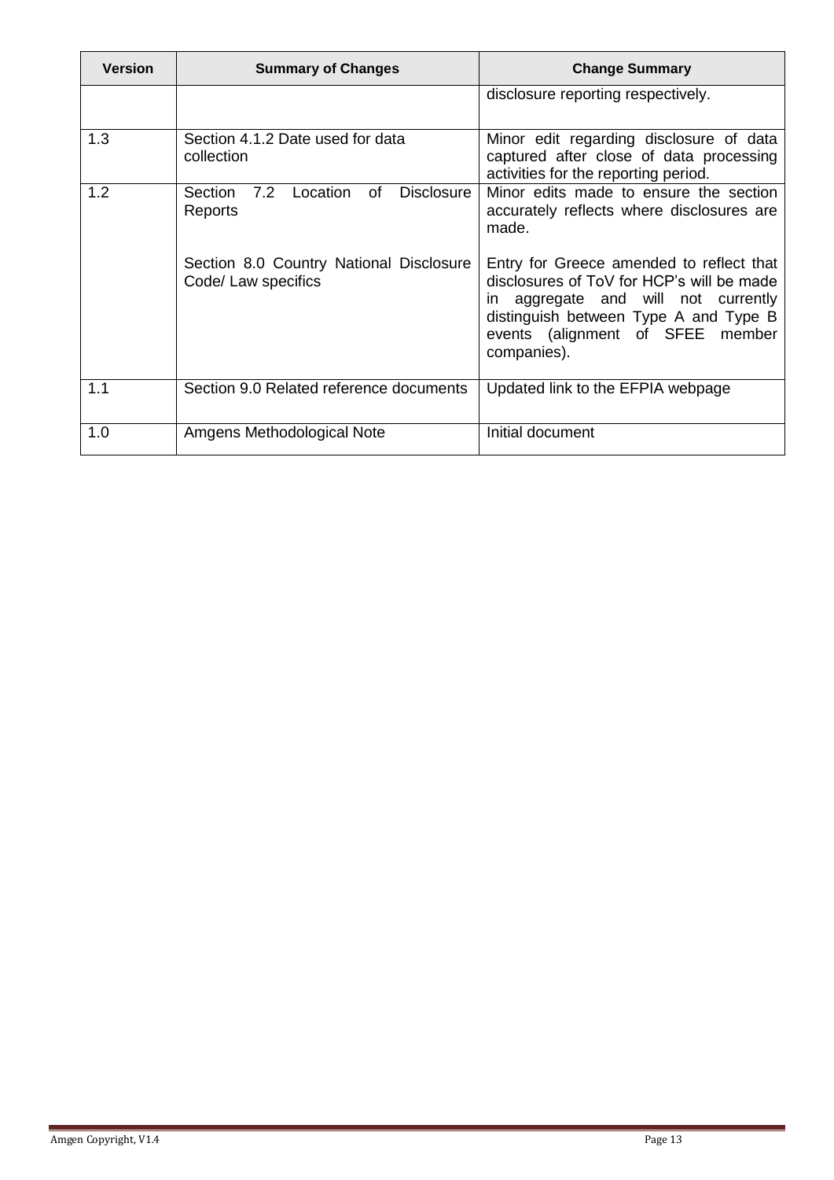| Version | Summary of Changes | Change Summary |
|---|---|---|
| | | disclosure reporting respectively. |
| 1.3 | Section 4.1.2 Date used for data collection | Minor edit regarding disclosure of data captured after close of data processing activities for the reporting period. |
| 1.2 | Section 7.2 Location of Disclosure Reports<br><br>Section 8.0 Country National Disclosure Code/ Law specifics | Minor edits made to ensure the section accurately reflects where disclosures are made.<br><br>Entry for Greece amended to reflect that disclosures of ToV for HCP's will be made in aggregate and will not currently distinguish between Type A and Type B events (alignment of SFEE member companies). |
| 1.1 | Section 9.0 Related reference documents | Updated link to the EFPIA webpage |
| 1.0 | Amgens Methodological Note | Initial document |